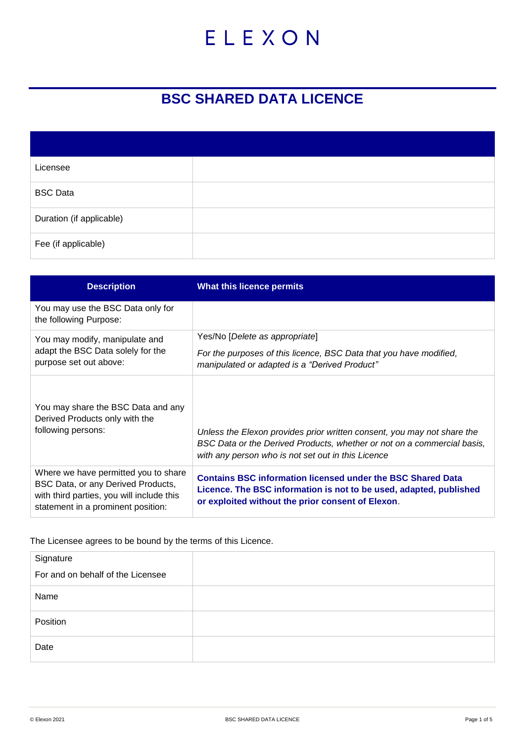ELEXON

# BSC SHARED DATA LICENCE

| | |
|---|---|
| Licensee | |
| BSC Data | |
| Duration (if applicable) | |
| Fee (if applicable) | |

| Description | What this licence permits |
|---|---|
| You may use the BSC Data only for the following Purpose: | |
| You may modify, manipulate and adapt the BSC Data solely for the purpose set out above: | Yes/No [*Delete as appropriate*]<br>*For the purposes of this licence, BSC Data that you have modified, manipulated or adapted is a "Derived Product"* |
| You may share the BSC Data and any Derived Products only with the following persons: | *Unless the Elexon provides prior written consent, you may not share the BSC Data or the Derived Products, whether or not on a commercial basis, with any person who is not set out in this Licence* |
| Where we have permitted you to share BSC Data, or any Derived Products, with third parties, you will include this statement in a prominent position: | **Contains BSC information licensed under the BSC Shared Data Licence. The BSC information is not to be used, adapted, published or exploited without the prior consent of Elexon**. |

The Licensee agrees to be bound by the terms of this Licence.

| | |
|---|---|
| Signature<br>For and on behalf of the Licensee | |
| Name | |
| Position | |
| Date | |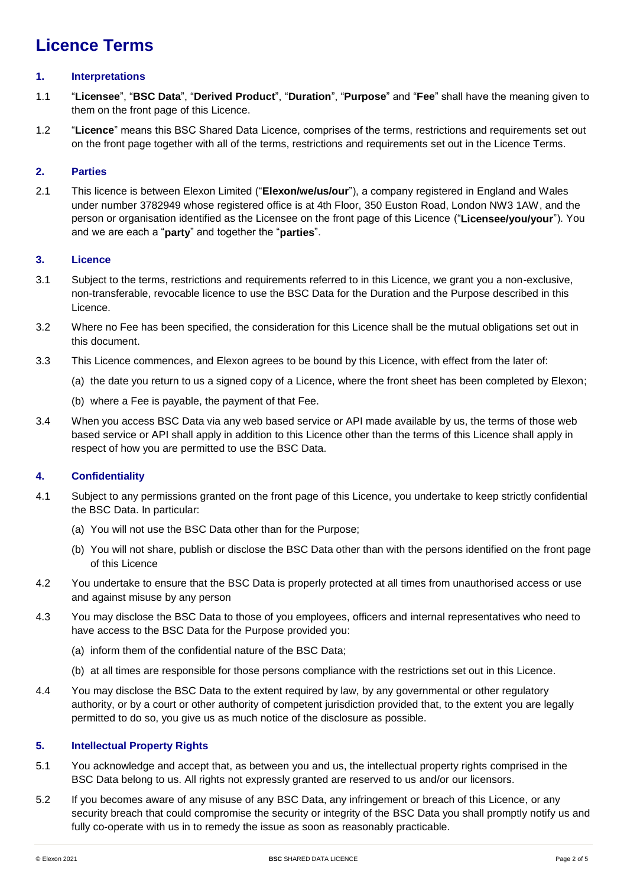# Licence Terms

### 1. Interpretations

1.1 "**Licensee**", "**BSC Data**", "**Derived Product**", "**Duration**", "**Purpose**" and "**Fee**" shall have the meaning given to them on the front page of this Licence.

1.2 "**Licence**" means this BSC Shared Data Licence, comprises of the terms, restrictions and requirements set out on the front page together with all of the terms, restrictions and requirements set out in the Licence Terms.

### 2. Parties

2.1 This licence is between Elexon Limited ("**Elexon/we/us/our**"), a company registered in England and Wales under number 3782949 whose registered office is at 4th Floor, 350 Euston Road, London NW3 1AW, and the person or organisation identified as the Licensee on the front page of this Licence ("**Licensee/you/your**"). You and we are each a "**party**" and together the "**parties**".

### 3. Licence

3.1 Subject to the terms, restrictions and requirements referred to in this Licence, we grant you a non-exclusive, non-transferable, revocable licence to use the BSC Data for the Duration and the Purpose described in this Licence.

3.2 Where no Fee has been specified, the consideration for this Licence shall be the mutual obligations set out in this document.

3.3 This Licence commences, and Elexon agrees to be bound by this Licence, with effect from the later of:

(a) the date you return to us a signed copy of a Licence, where the front sheet has been completed by Elexon;

(b) where a Fee is payable, the payment of that Fee.

3.4 When you access BSC Data via any web based service or API made available by us, the terms of those web based service or API shall apply in addition to this Licence other than the terms of this Licence shall apply in respect of how you are permitted to use the BSC Data.

### 4. Confidentiality

4.1 Subject to any permissions granted on the front page of this Licence, you undertake to keep strictly confidential the BSC Data. In particular:

(a) You will not use the BSC Data other than for the Purpose;

(b) You will not share, publish or disclose the BSC Data other than with the persons identified on the front page of this Licence

4.2 You undertake to ensure that the BSC Data is properly protected at all times from unauthorised access or use and against misuse by any person

4.3 You may disclose the BSC Data to those of you employees, officers and internal representatives who need to have access to the BSC Data for the Purpose provided you:

(a) inform them of the confidential nature of the BSC Data;

(b) at all times are responsible for those persons compliance with the restrictions set out in this Licence.

4.4 You may disclose the BSC Data to the extent required by law, by any governmental or other regulatory authority, or by a court or other authority of competent jurisdiction provided that, to the extent you are legally permitted to do so, you give us as much notice of the disclosure as possible.

### 5. Intellectual Property Rights

5.1 You acknowledge and accept that, as between you and us, the intellectual property rights comprised in the BSC Data belong to us. All rights not expressly granted are reserved to us and/or our licensors.

5.2 If you becomes aware of any misuse of any BSC Data, any infringement or breach of this Licence, or any security breach that could compromise the security or integrity of the BSC Data you shall promptly notify us and fully co-operate with us in to remedy the issue as soon as reasonably practicable.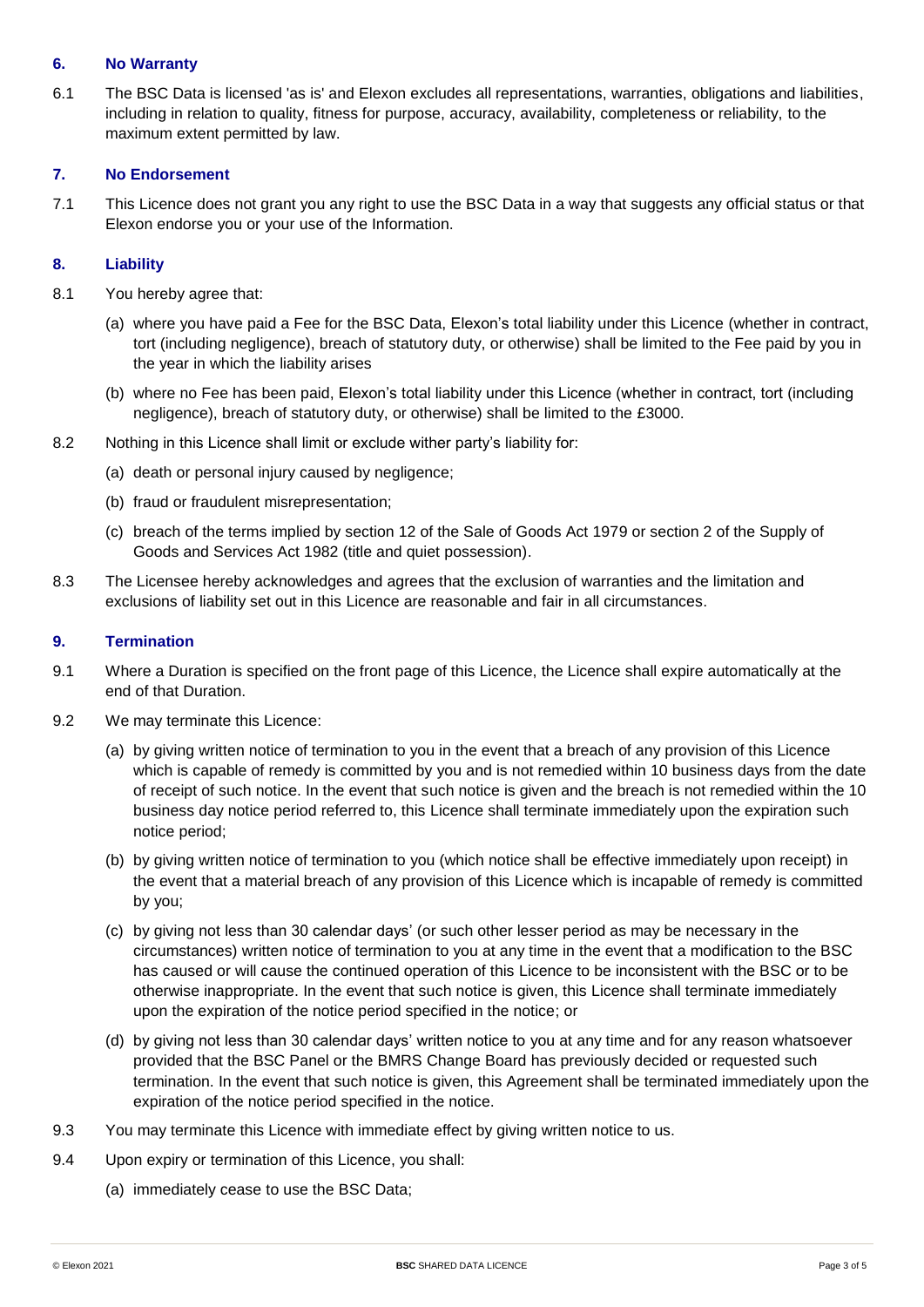## 6. No Warranty

6.1 The BSC Data is licensed 'as is' and Elexon excludes all representations, warranties, obligations and liabilities, including in relation to quality, fitness for purpose, accuracy, availability, completeness or reliability, to the maximum extent permitted by law.

## 7. No Endorsement

7.1 This Licence does not grant you any right to use the BSC Data in a way that suggests any official status or that Elexon endorse you or your use of the Information.

## 8. Liability

8.1 You hereby agree that:

(a) where you have paid a Fee for the BSC Data, Elexon's total liability under this Licence (whether in contract, tort (including negligence), breach of statutory duty, or otherwise) shall be limited to the Fee paid by you in the year in which the liability arises

(b) where no Fee has been paid, Elexon's total liability under this Licence (whether in contract, tort (including negligence), breach of statutory duty, or otherwise) shall be limited to the £3000.

8.2 Nothing in this Licence shall limit or exclude wither party's liability for:

(a) death or personal injury caused by negligence;

(b) fraud or fraudulent misrepresentation;

(c) breach of the terms implied by section 12 of the Sale of Goods Act 1979 or section 2 of the Supply of Goods and Services Act 1982 (title and quiet possession).

8.3 The Licensee hereby acknowledges and agrees that the exclusion of warranties and the limitation and exclusions of liability set out in this Licence are reasonable and fair in all circumstances.

## 9. Termination

9.1 Where a Duration is specified on the front page of this Licence, the Licence shall expire automatically at the end of that Duration.

9.2 We may terminate this Licence:

(a) by giving written notice of termination to you in the event that a breach of any provision of this Licence which is capable of remedy is committed by you and is not remedied within 10 business days from the date of receipt of such notice. In the event that such notice is given and the breach is not remedied within the 10 business day notice period referred to, this Licence shall terminate immediately upon the expiration such notice period;

(b) by giving written notice of termination to you (which notice shall be effective immediately upon receipt) in the event that a material breach of any provision of this Licence which is incapable of remedy is committed by you;

(c) by giving not less than 30 calendar days' (or such other lesser period as may be necessary in the circumstances) written notice of termination to you at any time in the event that a modification to the BSC has caused or will cause the continued operation of this Licence to be inconsistent with the BSC or to be otherwise inappropriate. In the event that such notice is given, this Licence shall terminate immediately upon the expiration of the notice period specified in the notice; or

(d) by giving not less than 30 calendar days' written notice to you at any time and for any reason whatsoever provided that the BSC Panel or the BMRS Change Board has previously decided or requested such termination. In the event that such notice is given, this Agreement shall be terminated immediately upon the expiration of the notice period specified in the notice.

9.3 You may terminate this Licence with immediate effect by giving written notice to us.

9.4 Upon expiry or termination of this Licence, you shall:

(a) immediately cease to use the BSC Data;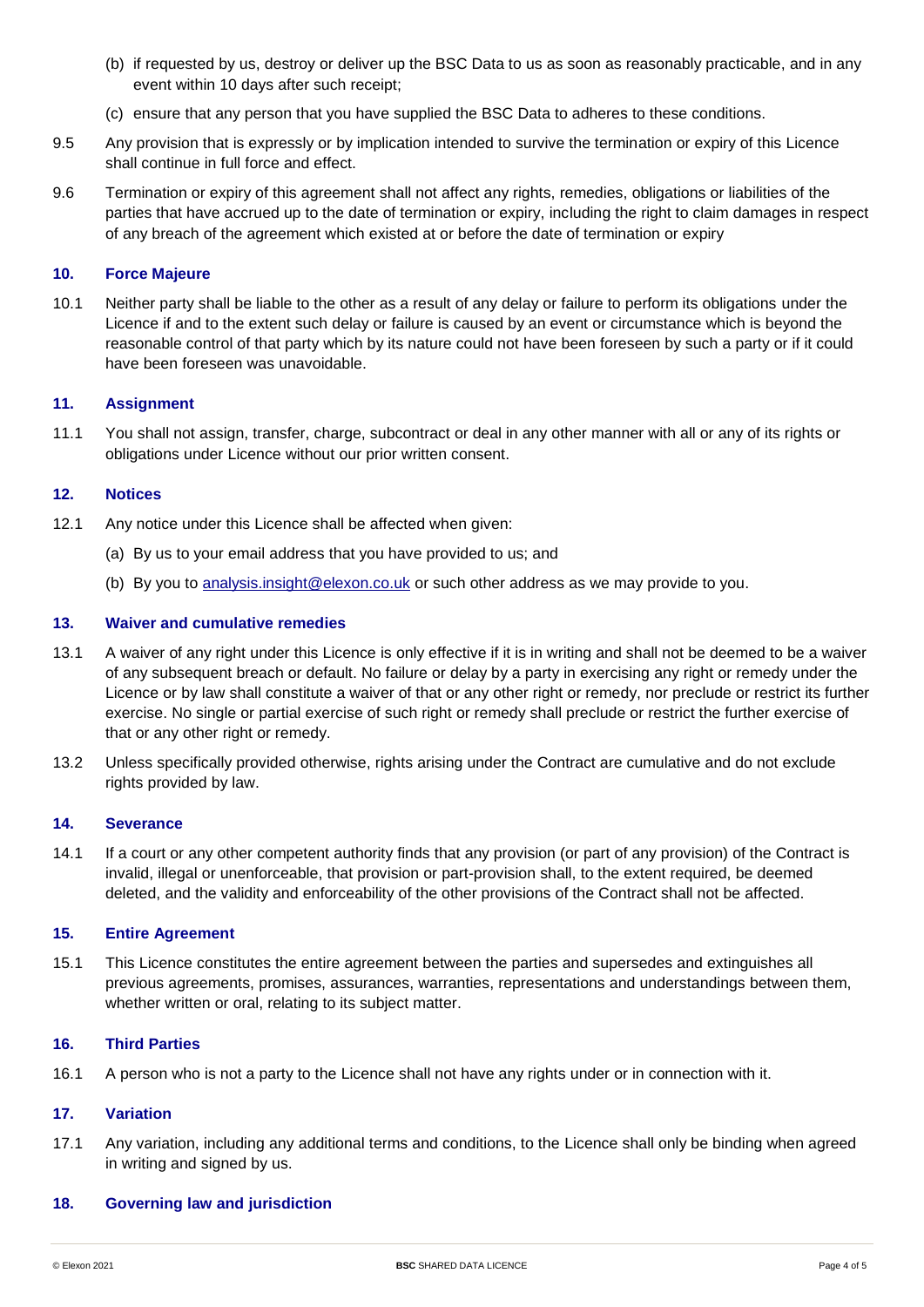(b) if requested by us, destroy or deliver up the BSC Data to us as soon as reasonably practicable, and in any event within 10 days after such receipt;

(c) ensure that any person that you have supplied the BSC Data to adheres to these conditions.

9.5 Any provision that is expressly or by implication intended to survive the termination or expiry of this Licence shall continue in full force and effect.

9.6 Termination or expiry of this agreement shall not affect any rights, remedies, obligations or liabilities of the parties that have accrued up to the date of termination or expiry, including the right to claim damages in respect of any breach of the agreement which existed at or before the date of termination or expiry

### 10. Force Majeure

10.1 Neither party shall be liable to the other as a result of any delay or failure to perform its obligations under the Licence if and to the extent such delay or failure is caused by an event or circumstance which is beyond the reasonable control of that party which by its nature could not have been foreseen by such a party or if it could have been foreseen was unavoidable.

### 11. Assignment

11.1 You shall not assign, transfer, charge, subcontract or deal in any other manner with all or any of its rights or obligations under Licence without our prior written consent.

### 12. Notices

12.1 Any notice under this Licence shall be affected when given:

(a) By us to your email address that you have provided to us; and

(b) By you to [analysis.insight@elexon.co.uk](mailto:analysis.insight@elexon.co.uk) or such other address as we may provide to you.

### 13. Waiver and cumulative remedies

13.1 A waiver of any right under this Licence is only effective if it is in writing and shall not be deemed to be a waiver of any subsequent breach or default. No failure or delay by a party in exercising any right or remedy under the Licence or by law shall constitute a waiver of that or any other right or remedy, nor preclude or restrict its further exercise. No single or partial exercise of such right or remedy shall preclude or restrict the further exercise of that or any other right or remedy.

13.2 Unless specifically provided otherwise, rights arising under the Contract are cumulative and do not exclude rights provided by law.

### 14. Severance

14.1 If a court or any other competent authority finds that any provision (or part of any provision) of the Contract is invalid, illegal or unenforceable, that provision or part-provision shall, to the extent required, be deemed deleted, and the validity and enforceability of the other provisions of the Contract shall not be affected.

### 15. Entire Agreement

15.1 This Licence constitutes the entire agreement between the parties and supersedes and extinguishes all previous agreements, promises, assurances, warranties, representations and understandings between them, whether written or oral, relating to its subject matter.

### 16. Third Parties

16.1 A person who is not a party to the Licence shall not have any rights under or in connection with it.

### 17. Variation

17.1 Any variation, including any additional terms and conditions, to the Licence shall only be binding when agreed in writing and signed by us.

### 18. Governing law and jurisdiction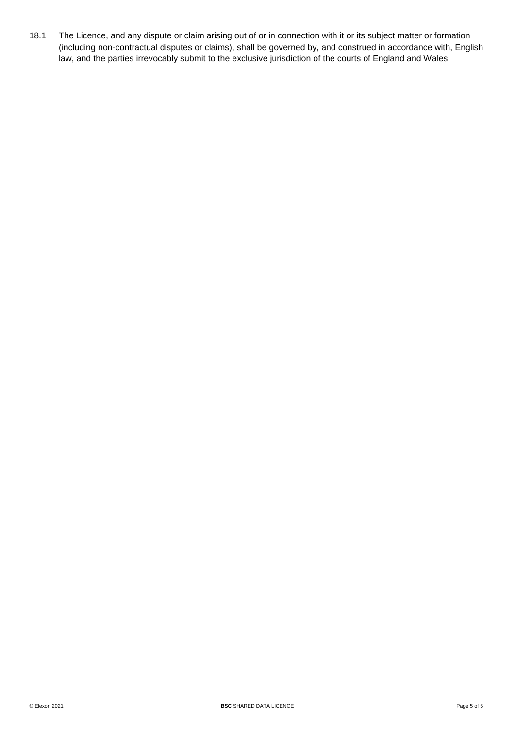18.1 The Licence, and any dispute or claim arising out of or in connection with it or its subject matter or formation (including non-contractual disputes or claims), shall be governed by, and construed in accordance with, English law, and the parties irrevocably submit to the exclusive jurisdiction of the courts of England and Wales